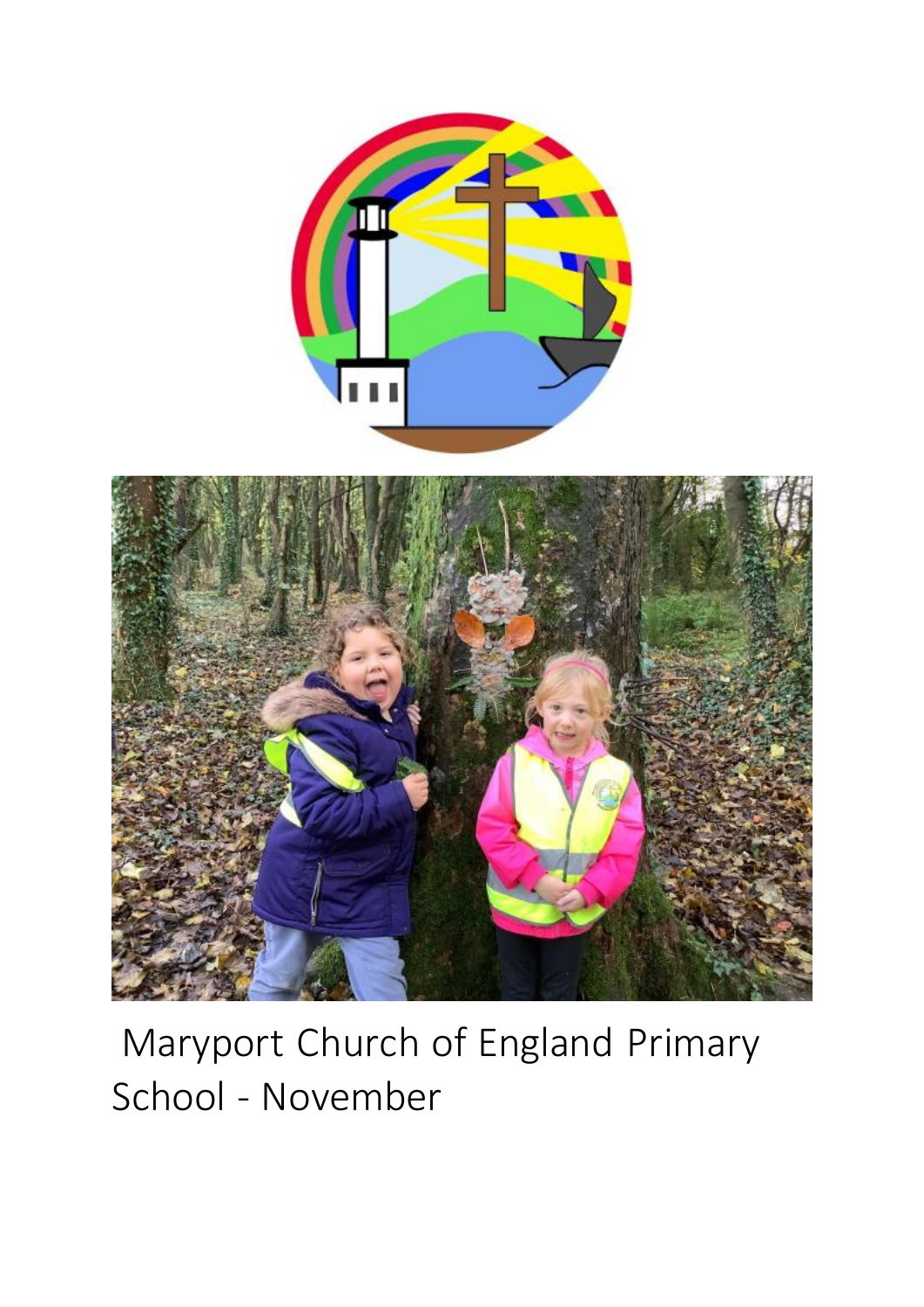Maryport Church of England Primary School - November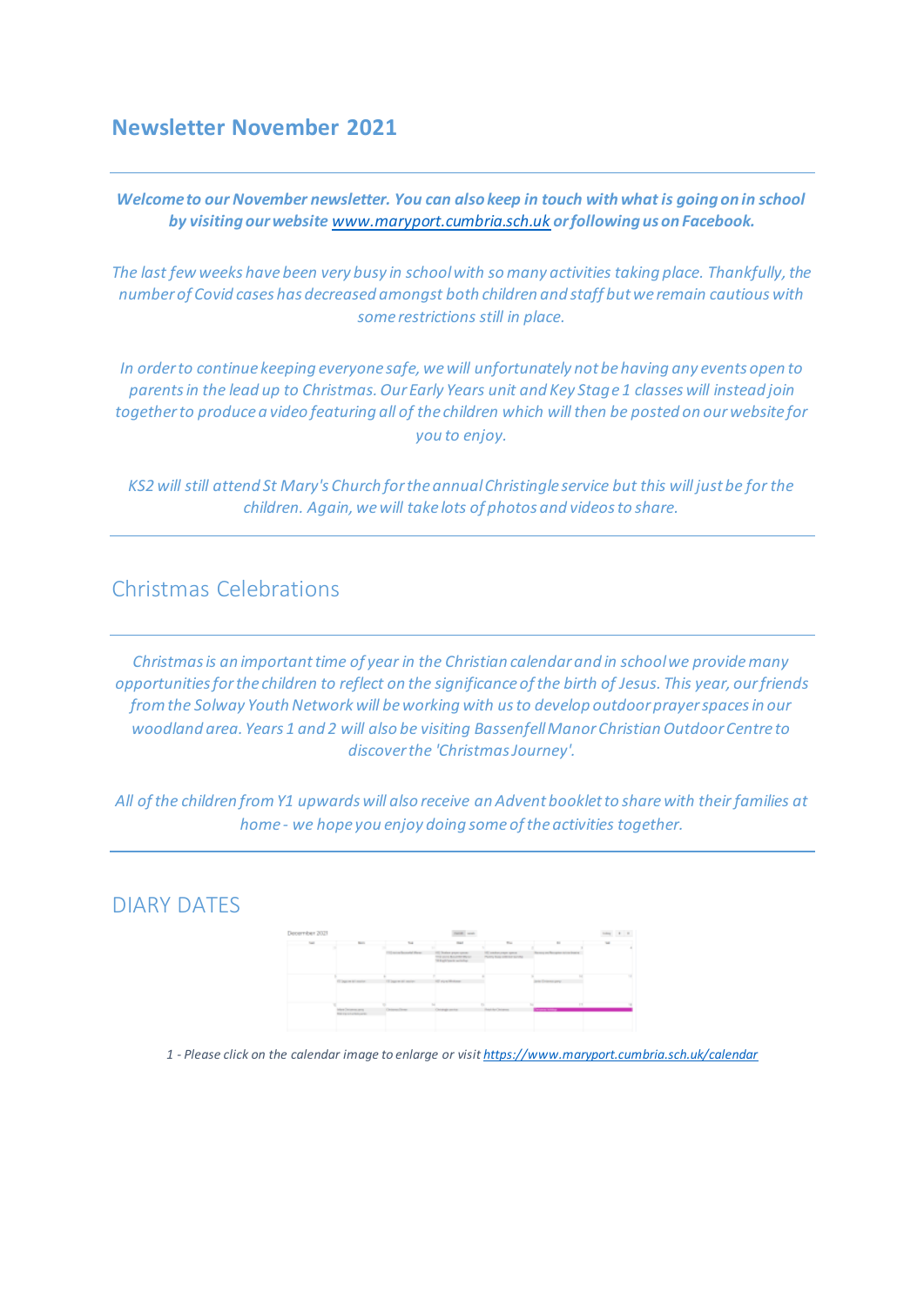## Newsletter November 2021

---

***Welcome to our November newsletter. You can also keep in touch with what is going on in school by visiting our website [www.maryport.cumbria.sch.uk](http://www.maryport.cumbria.sch.uk) or following us on Facebook.***

*The last few weeks have been very busy in school with so many activities taking place. Thankfully, the number of Covid cases has decreased amongst both children and staff but we remain cautious with some restrictions still in place.*

*In order to continue keeping everyone safe, we will unfortunately not be having any events open to parents in the lead up to Christmas. Our Early Years unit and Key Stage 1 classes will instead join together to produce a video featuring all of the children which will then be posted on our website for you to enjoy.*

*KS2 will still attend St Mary's Church for the annual Christingle service but this will just be for the children. Again, we will take lots of photos and videos to share.*

---

## Christmas Celebrations

---

*Christmas is an important time of year in the Christian calendar and in school we provide many opportunities for the children to reflect on the significance of the birth of Jesus. This year, our friends from the Solway Youth Network will be working with us to develop outdoor prayer spaces in our woodland area. Years 1 and 2 will also be visiting Bassenfell Manor Christian Outdoor Centre to discover the 'Christmas Journey'.*

*All of the children from Y1 upwards will also receive an Advent booklet to share with their families at home - we hope you enjoy doing some of the activities together.*

---

## DIARY DATES

*1 - Please click on the calendar image to enlarge or visit [https://www.maryport.cumbria.sch.uk/calendar](https://www.maryport.cumbria.sch.uk/calendar)*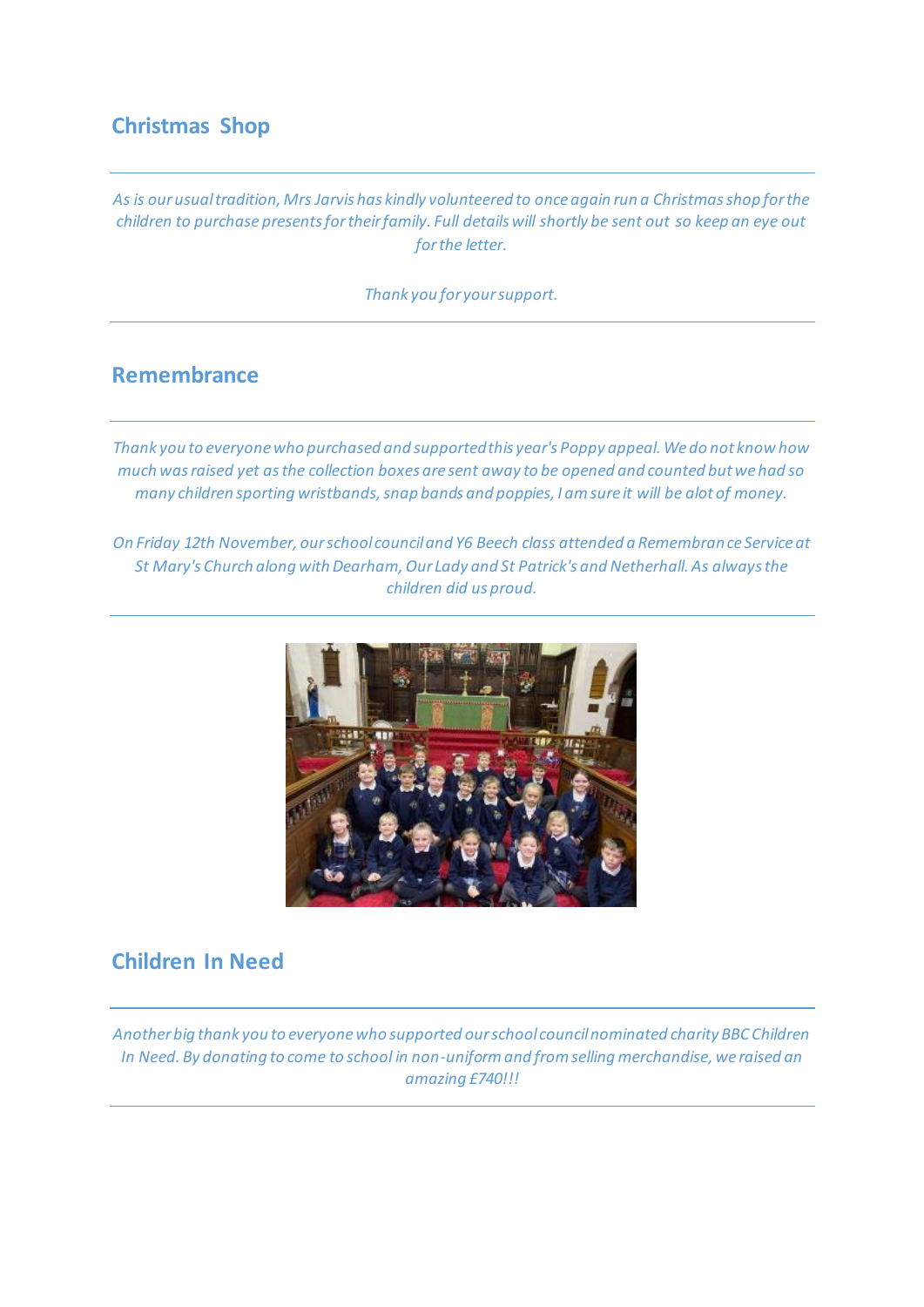## Christmas Shop

*As is our usual tradition, Mrs Jarvis has kindly volunteered to once again run a Christmas shop for the children to purchase presents for their family. Full details will shortly be sent out so keep an eye out for the letter.*

*Thank you for your support.*

## Remembrance

*Thank you to everyone who purchased and supported this year's Poppy appeal. We do not know how much was raised yet as the collection boxes are sent away to be opened and counted but we had so many children sporting wristbands, snap bands and poppies, I am sure it will be alot of money.*

*On Friday 12th November, our school council and Y6 Beech class attended a Remembrance Service at St Mary's Church along with Dearham, Our Lady and St Patrick's and Netherhall. As always the children did us proud.*

## Children In Need

*Another big thank you to everyone who supported our school council nominated charity BBC Children In Need. By donating to come to school in non-uniform and from selling merchandise, we raised an amazing £740!!!*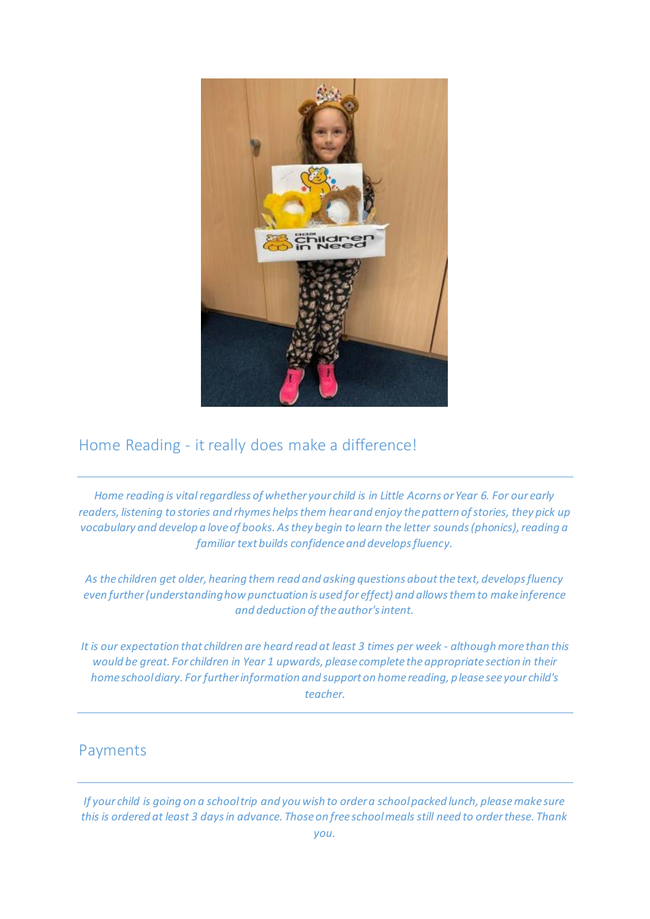## Home Reading - it really does make a difference!

*Home reading is vital regardless of whether your child is in Little Acorns or Year 6. For our early readers, listening to stories and rhymes helps them hear and enjoy the pattern of stories, they pick up vocabulary and develop a love of books. As they begin to learn the letter sounds (phonics), reading a familiar text builds confidence and develops fluency.*

*As the children get older, hearing them read and asking questions about the text, develops fluency even further (understanding how punctuation is used for effect) and allows them to make inference and deduction of the author's intent.*

*It is our expectation that children are heard read at least 3 times per week - although more than this would be great. For children in Year 1 upwards, please complete the appropriate section in their home school diary. For further information and support on home reading, please see your child's teacher.*

## Payments

*If your child is going on a school trip and you wish to order a school packed lunch, please make sure this is ordered at least 3 days in advance. Those on free school meals still need to order these. Thank you.*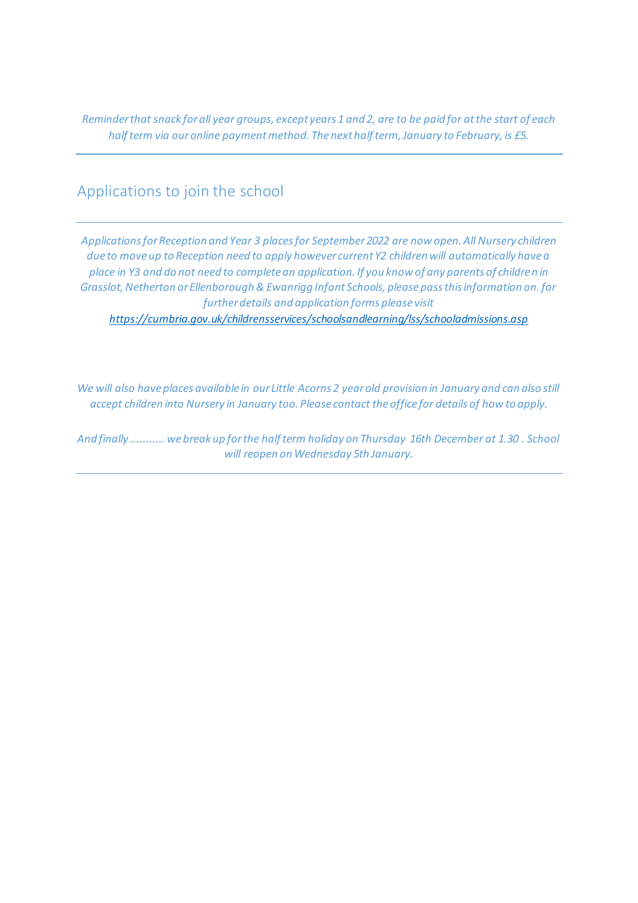*Reminder that snack for all year groups, except years 1 and 2, are to be paid for at the start of each half term via our online payment method. The next half term, January to February, is £5.*

---

## Applications to join the school

---

*Applications for Reception and Year 3 places for September 2022 are now open. All Nursery children due to move up to Reception need to apply however current Y2 children will automatically have a place in Y3 and do not need to complete an application. If you know of any parents of children in Grasslot, Netherton or Ellenborough & Ewanrigg Infant Schools, please pass this information on. for further details and application forms please visit* [*https://cumbria.gov.uk/childrensservices/schoolsandlearning/lss/schooladmissions.asp*](https://cumbria.gov.uk/childrensservices/schoolsandlearning/lss/schooladmissions.asp)

*We will also have places available in our Little Acorns 2 year old provision in January and can also still accept children into Nursery in January too. Please contact the office for details of how to apply.*

*And finally ........... we break up for the half term holiday on Thursday 16th December at 1.30 . School will reopen on Wednesday 5th January.*

---